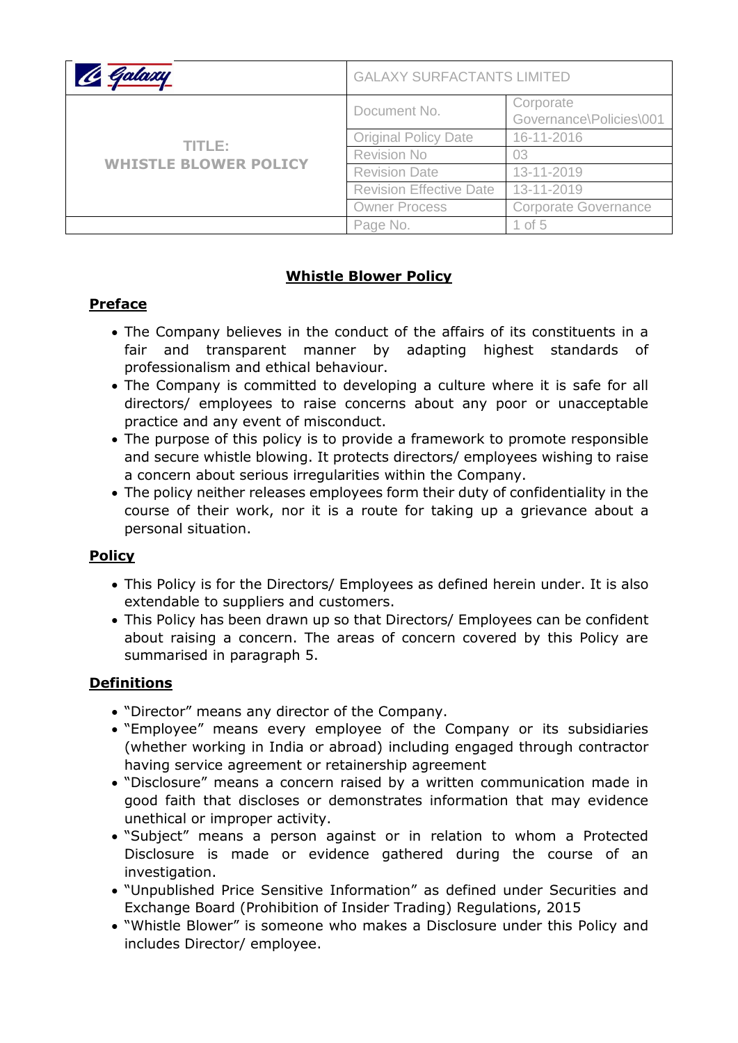| Galaxy | GALAXY SURFACTANTS LIMITED | |
|---|---|---|
| TITLE: WHISTLE BLOWER POLICY | Document No. | Corporate Governance\Policies\001 |
| | Original Policy Date | 16-11-2016 |
| | Revision No | 03 |
| | Revision Date | 13-11-2019 |
| | Revision Effective Date | 13-11-2019 |
| | Owner Process | Corporate Governance |

# Whistle Blower Policy

## Preface

- The Company believes in the conduct of the affairs of its constituents in a fair and transparent manner by adapting highest standards of professionalism and ethical behaviour.
- The Company is committed to developing a culture where it is safe for all directors/ employees to raise concerns about any poor or unacceptable practice and any event of misconduct.
- The purpose of this policy is to provide a framework to promote responsible and secure whistle blowing. It protects directors/ employees wishing to raise a concern about serious irregularities within the Company.
- The policy neither releases employees form their duty of confidentiality in the course of their work, nor it is a route for taking up a grievance about a personal situation.

## Policy

- This Policy is for the Directors/ Employees as defined herein under. It is also extendable to suppliers and customers.
- This Policy has been drawn up so that Directors/ Employees can be confident about raising a concern. The areas of concern covered by this Policy are summarised in paragraph 5.

## Definitions

- "Director" means any director of the Company.
- "Employee" means every employee of the Company or its subsidiaries (whether working in India or abroad) including engaged through contractor having service agreement or retainership agreement
- "Disclosure" means a concern raised by a written communication made in good faith that discloses or demonstrates information that may evidence unethical or improper activity.
- "Subject" means a person against or in relation to whom a Protected Disclosure is made or evidence gathered during the course of an investigation.
- "Unpublished Price Sensitive Information" as defined under Securities and Exchange Board (Prohibition of Insider Trading) Regulations, 2015
- "Whistle Blower" is someone who makes a Disclosure under this Policy and includes Director/ employee.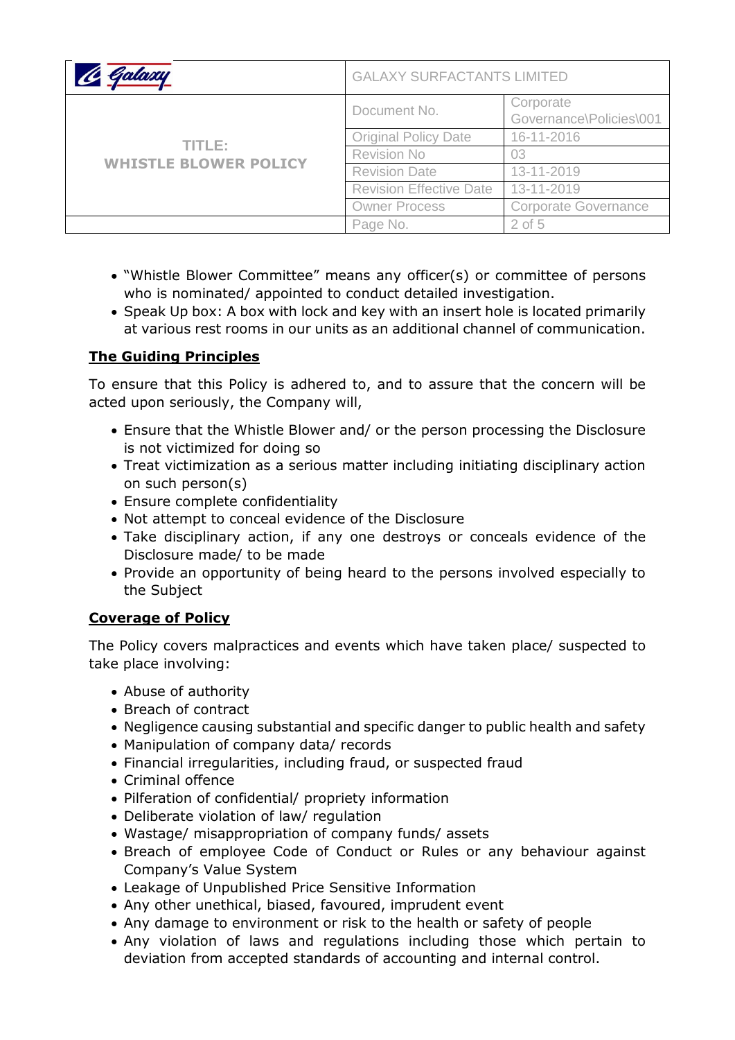- "Whistle Blower Committee" means any officer(s) or committee of persons who is nominated/ appointed to conduct detailed investigation.
- Speak Up box: A box with lock and key with an insert hole is located primarily at various rest rooms in our units as an additional channel of communication.

## The Guiding Principles

To ensure that this Policy is adhered to, and to assure that the concern will be acted upon seriously, the Company will,

- Ensure that the Whistle Blower and/ or the person processing the Disclosure is not victimized for doing so
- Treat victimization as a serious matter including initiating disciplinary action on such person(s)
- Ensure complete confidentiality
- Not attempt to conceal evidence of the Disclosure
- Take disciplinary action, if any one destroys or conceals evidence of the Disclosure made/ to be made
- Provide an opportunity of being heard to the persons involved especially to the Subject

## Coverage of Policy

The Policy covers malpractices and events which have taken place/ suspected to take place involving:

- Abuse of authority
- Breach of contract
- Negligence causing substantial and specific danger to public health and safety
- Manipulation of company data/ records
- Financial irregularities, including fraud, or suspected fraud
- Criminal offence
- Pilferation of confidential/ propriety information
- Deliberate violation of law/ regulation
- Wastage/ misappropriation of company funds/ assets
- Breach of employee Code of Conduct or Rules or any behaviour against Company's Value System
- Leakage of Unpublished Price Sensitive Information
- Any other unethical, biased, favoured, imprudent event
- Any damage to environment or risk to the health or safety of people
- Any violation of laws and regulations including those which pertain to deviation from accepted standards of accounting and internal control.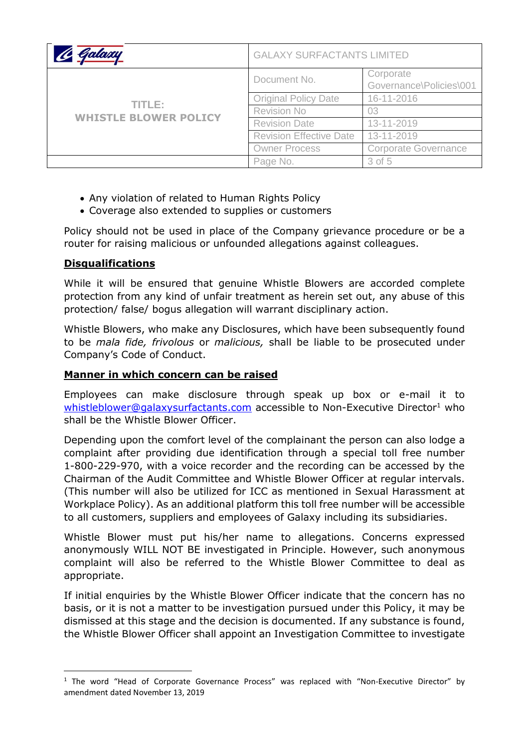- Any violation of related to Human Rights Policy
- Coverage also extended to supplies or customers

Policy should not be used in place of the Company grievance procedure or be a router for raising malicious or unfounded allegations against colleagues.

**Disqualifications**

While it will be ensured that genuine Whistle Blowers are accorded complete protection from any kind of unfair treatment as herein set out, any abuse of this protection/ false/ bogus allegation will warrant disciplinary action.

Whistle Blowers, who make any Disclosures, which have been subsequently found to be *mala fide, frivolous* or *malicious,* shall be liable to be prosecuted under Company's Code of Conduct.

**Manner in which concern can be raised**

Employees can make disclosure through speak up box or e-mail it to whistleblower@galaxysurfactants.com accessible to Non-Executive Director[1] who shall be the Whistle Blower Officer.

Depending upon the comfort level of the complainant the person can also lodge a complaint after providing due identification through a special toll free number 1-800-229-970, with a voice recorder and the recording can be accessed by the Chairman of the Audit Committee and Whistle Blower Officer at regular intervals. (This number will also be utilized for ICC as mentioned in Sexual Harassment at Workplace Policy). As an additional platform this toll free number will be accessible to all customers, suppliers and employees of Galaxy including its subsidiaries.

Whistle Blower must put his/her name to allegations. Concerns expressed anonymously WILL NOT BE investigated in Principle. However, such anonymous complaint will also be referred to the Whistle Blower Committee to deal as appropriate.

If initial enquiries by the Whistle Blower Officer indicate that the concern has no basis, or it is not a matter to be investigation pursued under this Policy, it may be dismissed at this stage and the decision is documented. If any substance is found, the Whistle Blower Officer shall appoint an Investigation Committee to investigate

[1] The word "Head of Corporate Governance Process" was replaced with "Non-Executive Director" by amendment dated November 13, 2019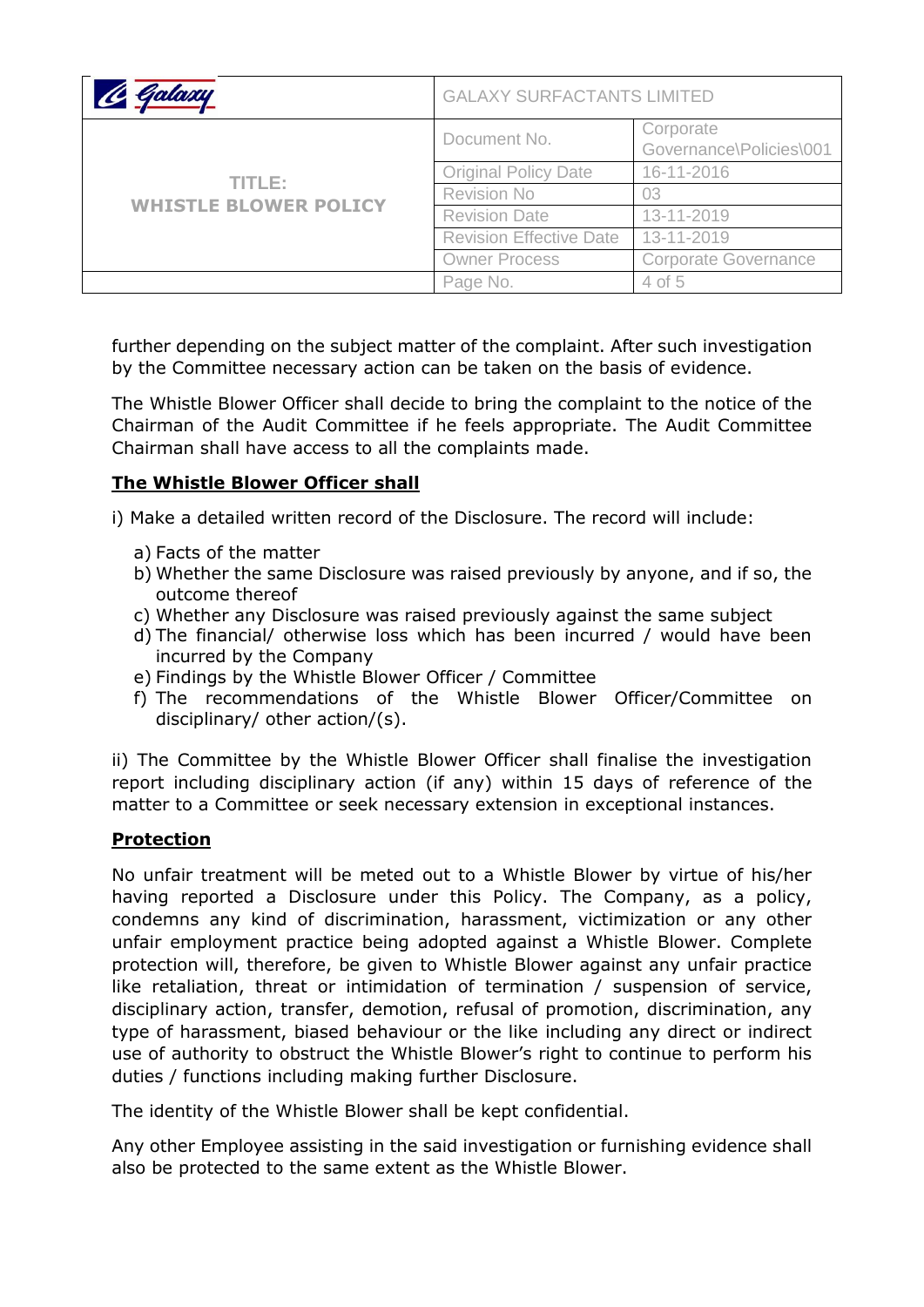further depending on the subject matter of the complaint. After such investigation by the Committee necessary action can be taken on the basis of evidence.

The Whistle Blower Officer shall decide to bring the complaint to the notice of the Chairman of the Audit Committee if he feels appropriate. The Audit Committee Chairman shall have access to all the complaints made.

**The Whistle Blower Officer shall**

i) Make a detailed written record of the Disclosure. The record will include:

a) Facts of the matter
b) Whether the same Disclosure was raised previously by anyone, and if so, the outcome thereof
c) Whether any Disclosure was raised previously against the same subject
d) The financial/ otherwise loss which has been incurred / would have been incurred by the Company
e) Findings by the Whistle Blower Officer / Committee
f) The recommendations of the Whistle Blower Officer/Committee on disciplinary/ other action/(s).

ii) The Committee by the Whistle Blower Officer shall finalise the investigation report including disciplinary action (if any) within 15 days of reference of the matter to a Committee or seek necessary extension in exceptional instances.

**Protection**

No unfair treatment will be meted out to a Whistle Blower by virtue of his/her having reported a Disclosure under this Policy. The Company, as a policy, condemns any kind of discrimination, harassment, victimization or any other unfair employment practice being adopted against a Whistle Blower. Complete protection will, therefore, be given to Whistle Blower against any unfair practice like retaliation, threat or intimidation of termination / suspension of service, disciplinary action, transfer, demotion, refusal of promotion, discrimination, any type of harassment, biased behaviour or the like including any direct or indirect use of authority to obstruct the Whistle Blower's right to continue to perform his duties / functions including making further Disclosure.

The identity of the Whistle Blower shall be kept confidential.

Any other Employee assisting in the said investigation or furnishing evidence shall also be protected to the same extent as the Whistle Blower.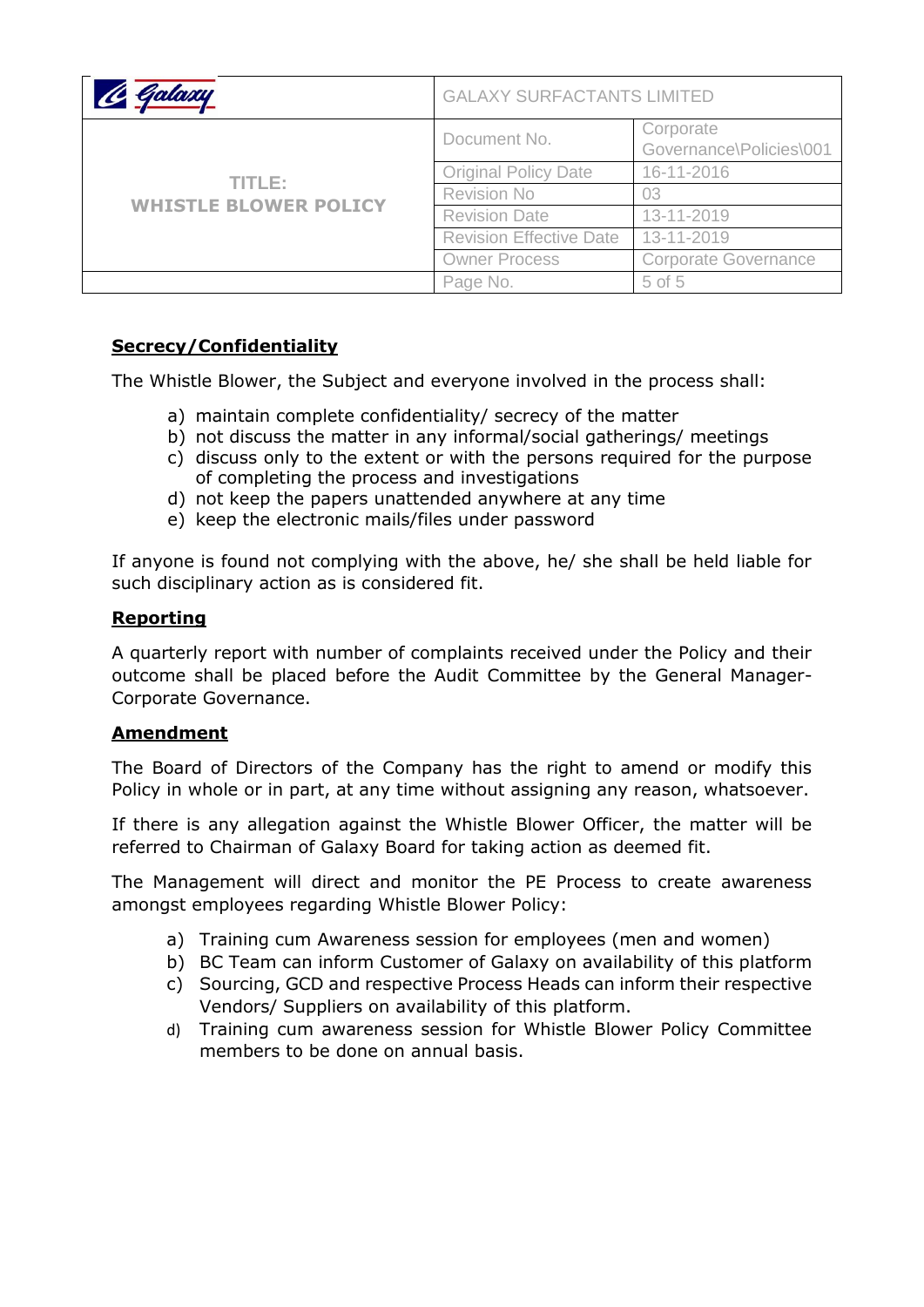## Secrecy/Confidentiality

The Whistle Blower, the Subject and everyone involved in the process shall:

a) maintain complete confidentiality/ secrecy of the matter
b) not discuss the matter in any informal/social gatherings/ meetings
c) discuss only to the extent or with the persons required for the purpose of completing the process and investigations
d) not keep the papers unattended anywhere at any time
e) keep the electronic mails/files under password

If anyone is found not complying with the above, he/ she shall be held liable for such disciplinary action as is considered fit.

## Reporting

A quarterly report with number of complaints received under the Policy and their outcome shall be placed before the Audit Committee by the General Manager-Corporate Governance.

## Amendment

The Board of Directors of the Company has the right to amend or modify this Policy in whole or in part, at any time without assigning any reason, whatsoever.

If there is any allegation against the Whistle Blower Officer, the matter will be referred to Chairman of Galaxy Board for taking action as deemed fit.

The Management will direct and monitor the PE Process to create awareness amongst employees regarding Whistle Blower Policy:

a) Training cum Awareness session for employees (men and women)
b) BC Team can inform Customer of Galaxy on availability of this platform
c) Sourcing, GCD and respective Process Heads can inform their respective Vendors/ Suppliers on availability of this platform.
d) Training cum awareness session for Whistle Blower Policy Committee members to be done on annual basis.